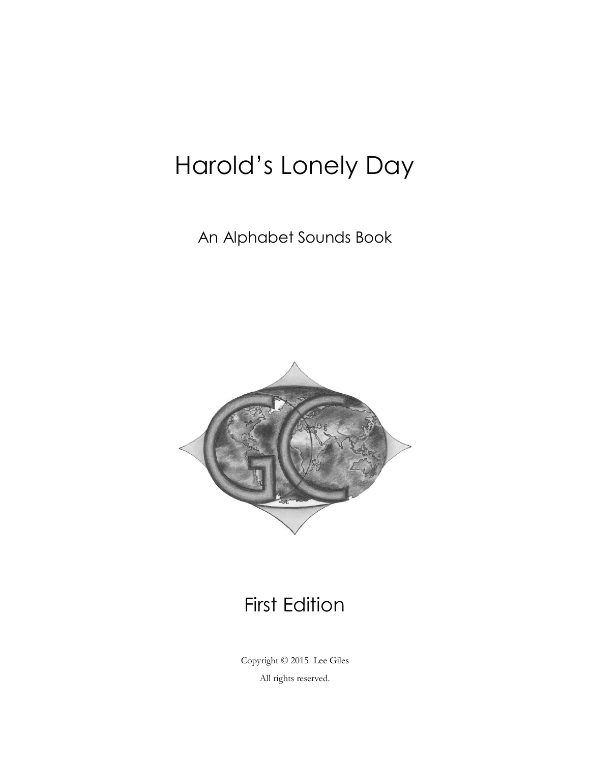# Harold's Lonely Day

An Alphabet Sounds Book

First Edition

Copyright © 2015 Lee Giles

All rights reserved.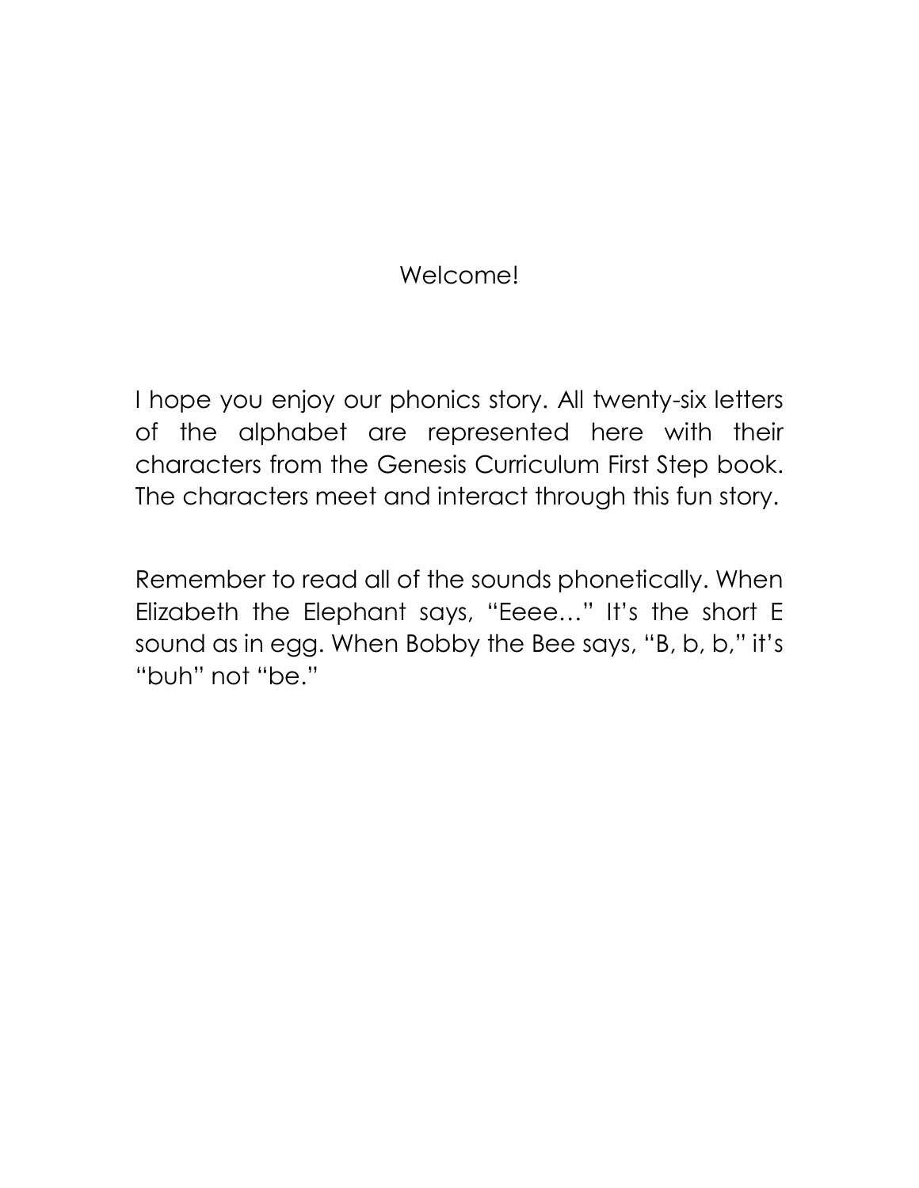# Welcome!

I hope you enjoy our phonics story. All twenty-six letters of the alphabet are represented here with their characters from the Genesis Curriculum First Step book. The characters meet and interact through this fun story.

Remember to read all of the sounds phonetically. When Elizabeth the Elephant says, "Eeee…" It's the short E sound as in egg. When Bobby the Bee says, "B, b, b," it's "buh" not "be."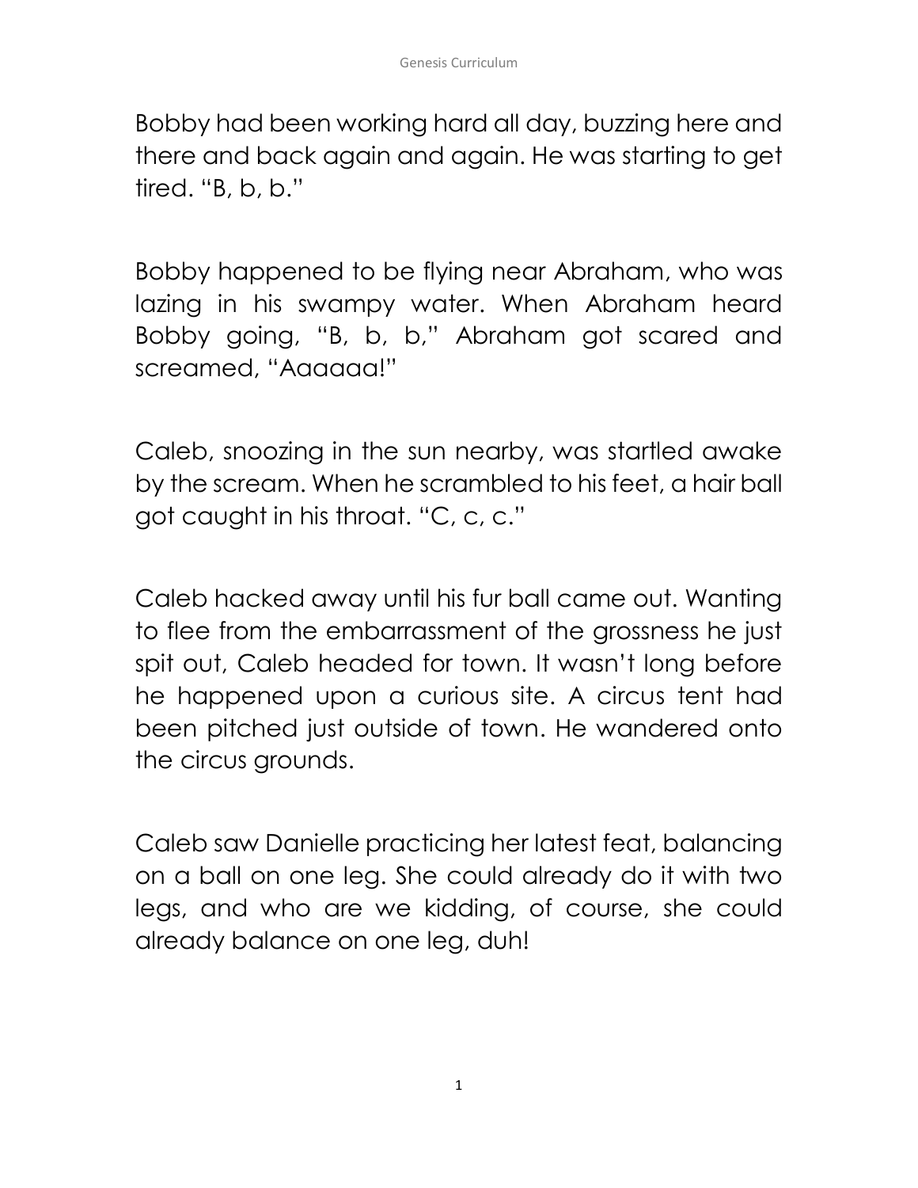Bobby had been working hard all day, buzzing here and there and back again and again. He was starting to get tired. "B, b, b."

Bobby happened to be flying near Abraham, who was lazing in his swampy water. When Abraham heard Bobby going, "B, b, b," Abraham got scared and screamed, "Aaaaaa!"

Caleb, snoozing in the sun nearby, was startled awake by the scream. When he scrambled to his feet, a hair ball got caught in his throat. "C, c, c."

Caleb hacked away until his fur ball came out. Wanting to flee from the embarrassment of the grossness he just spit out, Caleb headed for town. It wasn't long before he happened upon a curious site. A circus tent had been pitched just outside of town. He wandered onto the circus grounds.

Caleb saw Danielle practicing her latest feat, balancing on a ball on one leg. She could already do it with two legs, and who are we kidding, of course, she could already balance on one leg, duh!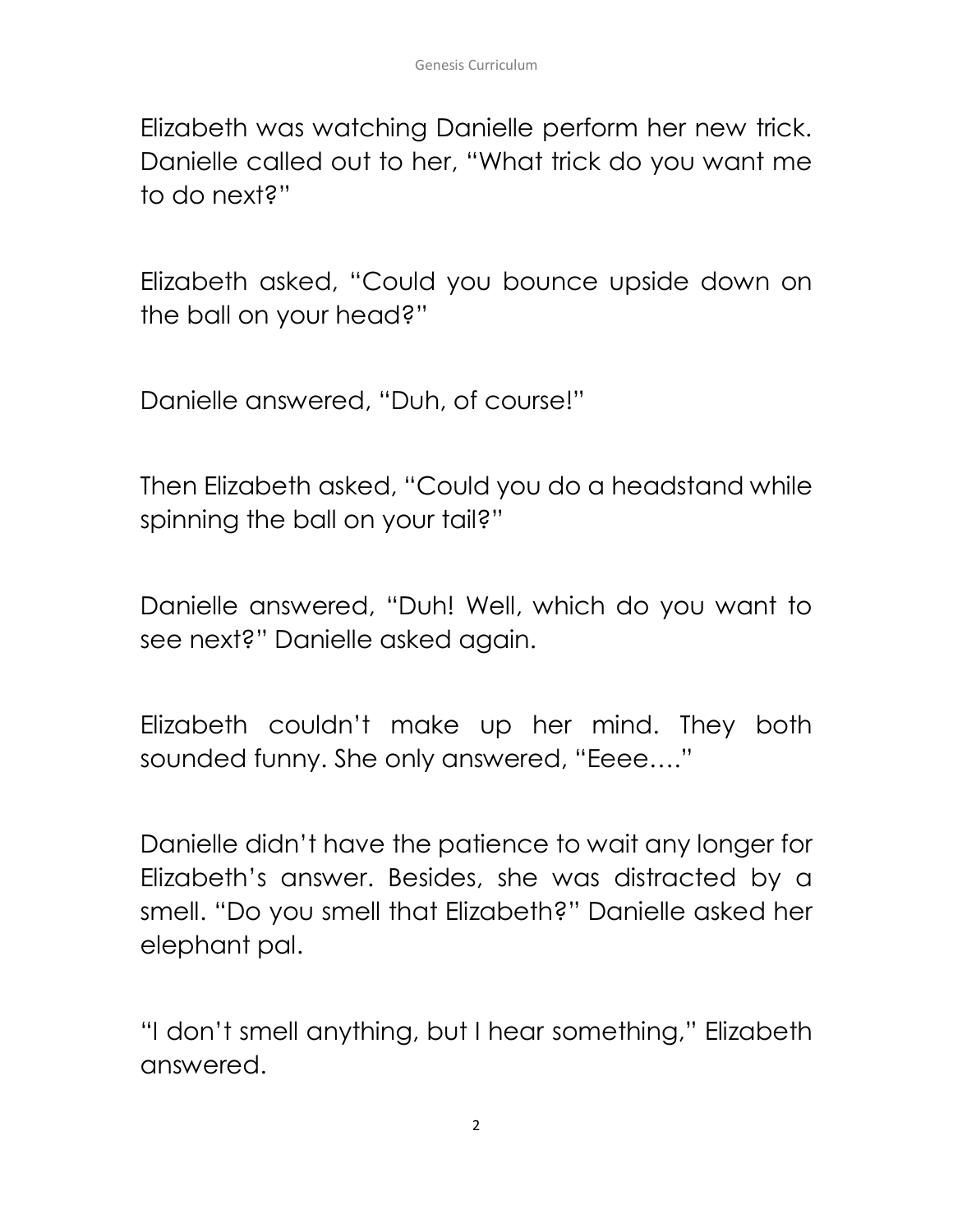Elizabeth was watching Danielle perform her new trick. Danielle called out to her, "What trick do you want me to do next?"

Elizabeth asked, "Could you bounce upside down on the ball on your head?"

Danielle answered, "Duh, of course!"

Then Elizabeth asked, "Could you do a headstand while spinning the ball on your tail?"

Danielle answered, "Duh! Well, which do you want to see next?" Danielle asked again.

Elizabeth couldn't make up her mind. They both sounded funny. She only answered, "Eeee…."

Danielle didn't have the patience to wait any longer for Elizabeth's answer. Besides, she was distracted by a smell. "Do you smell that Elizabeth?" Danielle asked her elephant pal.

"I don't smell anything, but I hear something," Elizabeth answered.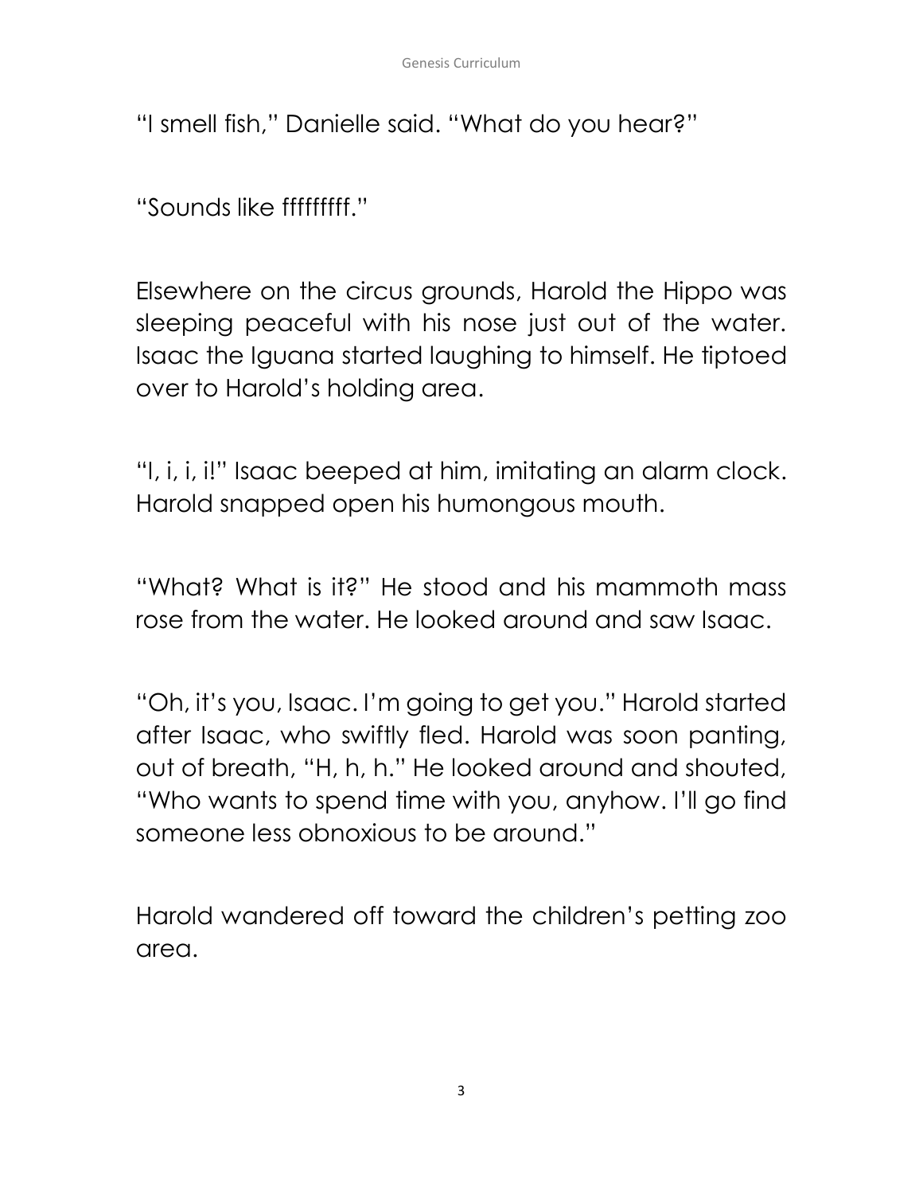"I smell fish," Danielle said. "What do you hear?"

"Sounds like ffffffff."

Elsewhere on the circus grounds, Harold the Hippo was sleeping peaceful with his nose just out of the water. Isaac the Iguana started laughing to himself. He tiptoed over to Harold's holding area.

"I, i, i, i!" Isaac beeped at him, imitating an alarm clock. Harold snapped open his humongous mouth.

"What? What is it?" He stood and his mammoth mass rose from the water. He looked around and saw Isaac.

"Oh, it's you, Isaac. I'm going to get you." Harold started after Isaac, who swiftly fled. Harold was soon panting, out of breath, "H, h, h." He looked around and shouted, "Who wants to spend time with you, anyhow. I'll go find someone less obnoxious to be around."

Harold wandered off toward the children's petting zoo area.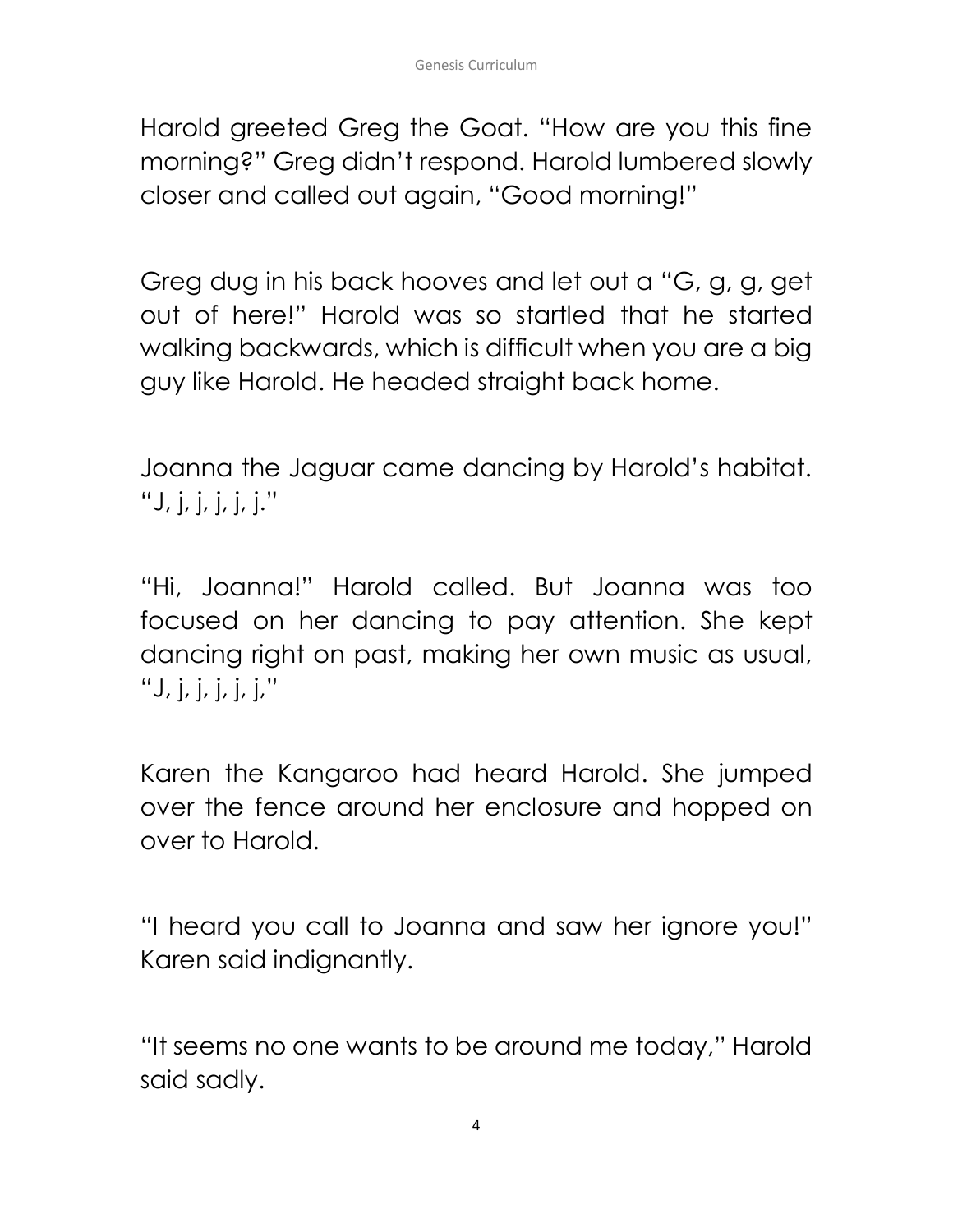Harold greeted Greg the Goat. "How are you this fine morning?" Greg didn't respond. Harold lumbered slowly closer and called out again, "Good morning!"

Greg dug in his back hooves and let out a "G, g, g, get out of here!" Harold was so startled that he started walking backwards, which is difficult when you are a big guy like Harold. He headed straight back home.

Joanna the Jaguar came dancing by Harold's habitat. "J, j, j, j, j, j."

"Hi, Joanna!" Harold called. But Joanna was too focused on her dancing to pay attention. She kept dancing right on past, making her own music as usual, "J, j, j, j, j, j,"

Karen the Kangaroo had heard Harold. She jumped over the fence around her enclosure and hopped on over to Harold.

"I heard you call to Joanna and saw her ignore you!" Karen said indignantly.

"It seems no one wants to be around me today," Harold said sadly.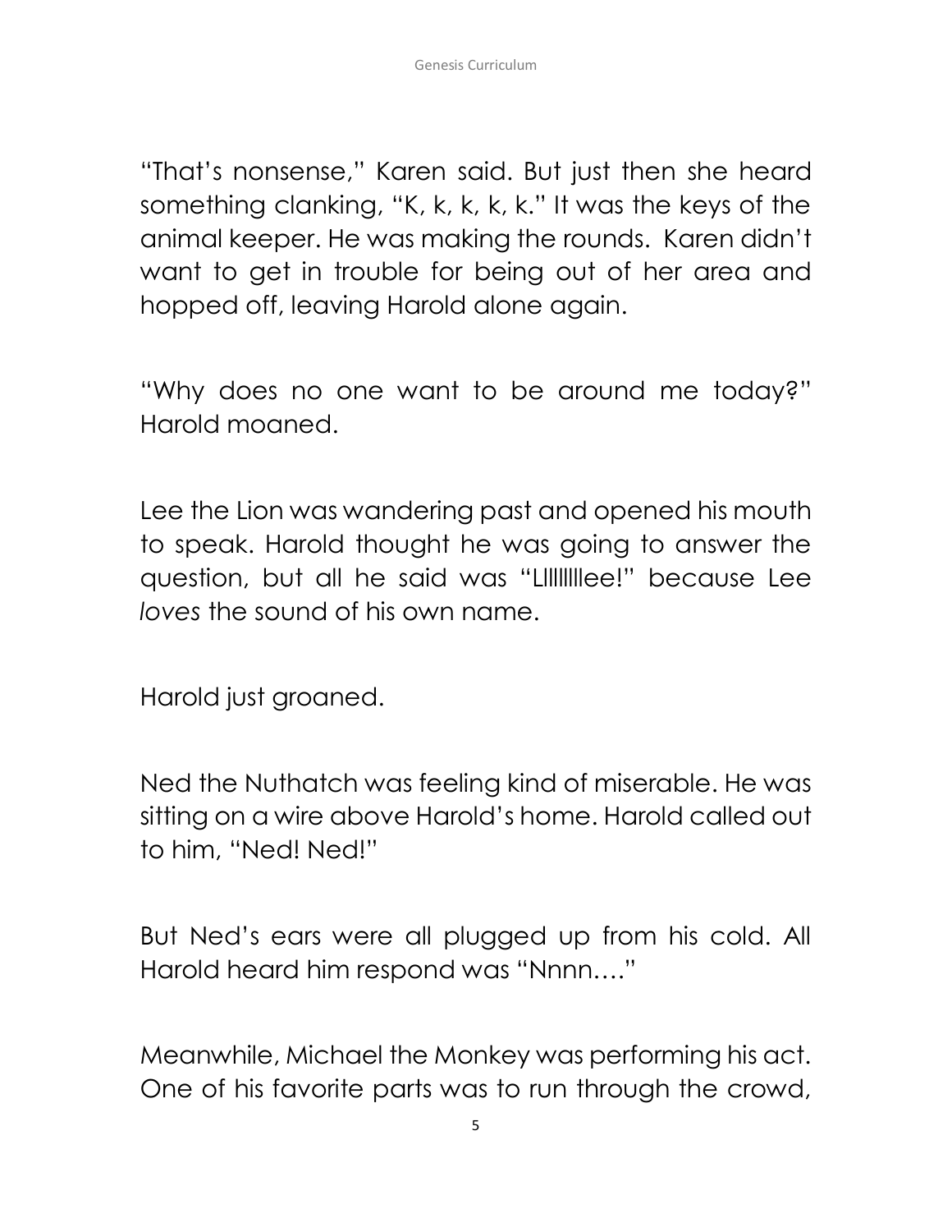"That's nonsense," Karen said. But just then she heard something clanking, "K, k, k, k, k." It was the keys of the animal keeper. He was making the rounds. Karen didn't want to get in trouble for being out of her area and hopped off, leaving Harold alone again.

"Why does no one want to be around me today?" Harold moaned.

Lee the Lion was wandering past and opened his mouth to speak. Harold thought he was going to answer the question, but all he said was "Lllllllllee!" because Lee *loves* the sound of his own name.

Harold just groaned.

Ned the Nuthatch was feeling kind of miserable. He was sitting on a wire above Harold's home. Harold called out to him, "Ned! Ned!"

But Ned's ears were all plugged up from his cold. All Harold heard him respond was "Nnnn…."

Meanwhile, Michael the Monkey was performing his act. One of his favorite parts was to run through the crowd,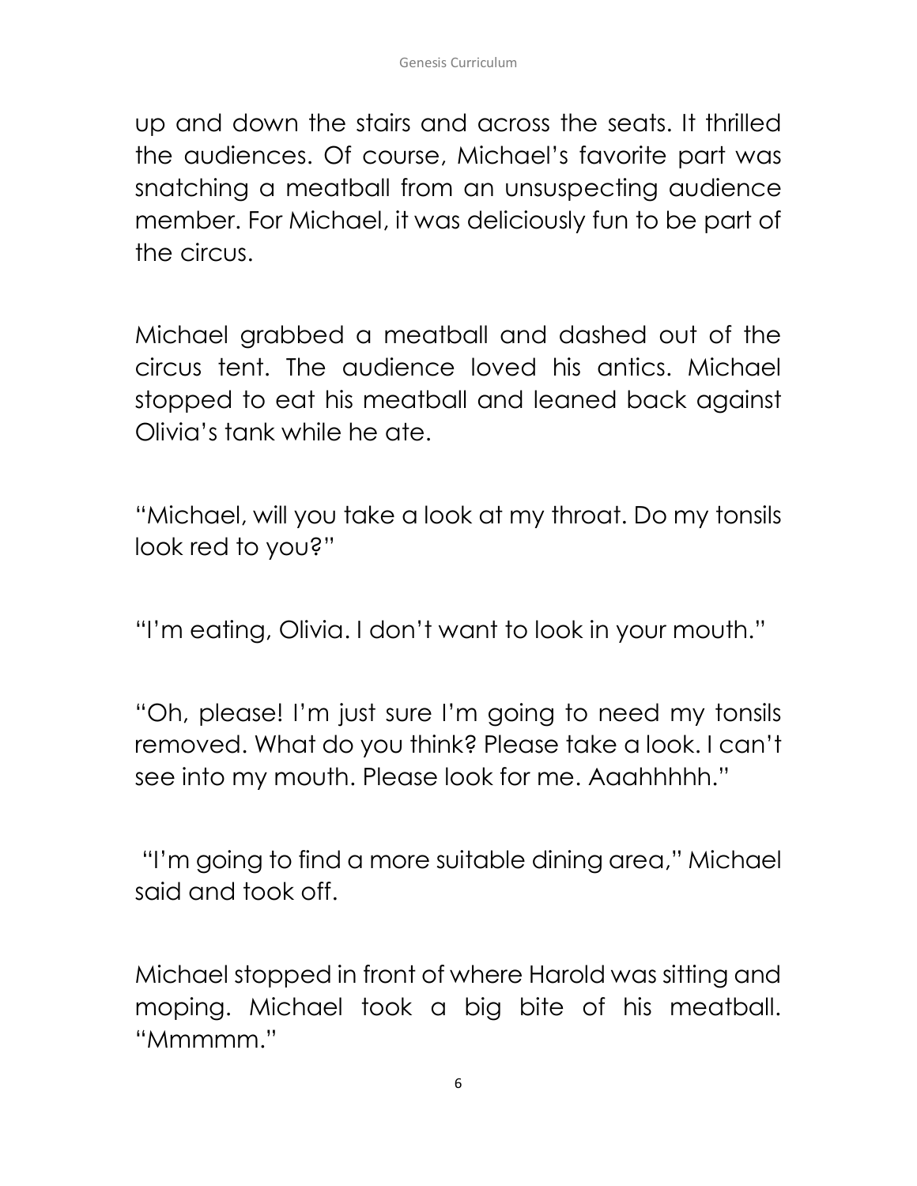up and down the stairs and across the seats. It thrilled the audiences. Of course, Michael's favorite part was snatching a meatball from an unsuspecting audience member. For Michael, it was deliciously fun to be part of the circus.

Michael grabbed a meatball and dashed out of the circus tent. The audience loved his antics. Michael stopped to eat his meatball and leaned back against Olivia's tank while he ate.

"Michael, will you take a look at my throat. Do my tonsils look red to you?"

"I'm eating, Olivia. I don't want to look in your mouth."

"Oh, please! I'm just sure I'm going to need my tonsils removed. What do you think? Please take a look. I can't see into my mouth. Please look for me. Aaahhhhh."

"I'm going to find a more suitable dining area," Michael said and took off.

Michael stopped in front of where Harold was sitting and moping. Michael took a big bite of his meatball. "Mmmmm."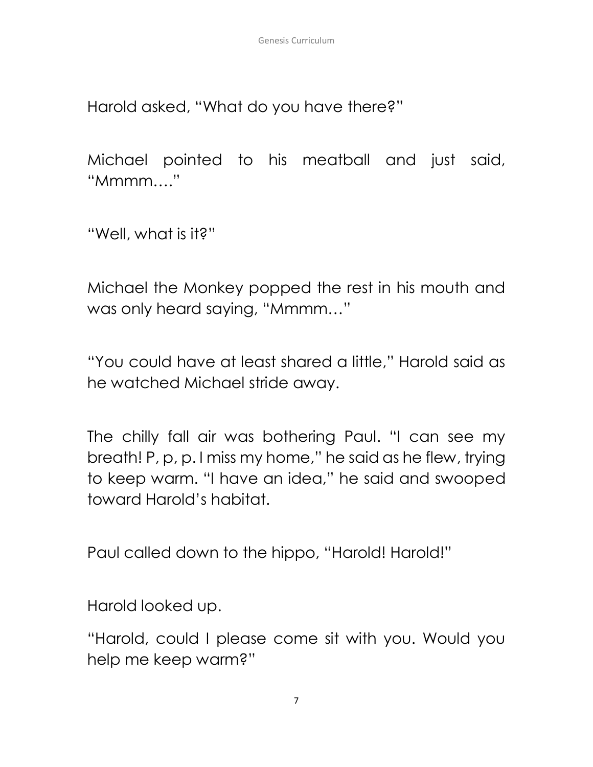Harold asked, "What do you have there?"

Michael pointed to his meatball and just said, "Mmmm…."

"Well, what is it?"

Michael the Monkey popped the rest in his mouth and was only heard saying, "Mmmm…"

"You could have at least shared a little," Harold said as he watched Michael stride away.

The chilly fall air was bothering Paul. "I can see my breath! P, p, p. I miss my home," he said as he flew, trying to keep warm. "I have an idea," he said and swooped toward Harold's habitat.

Paul called down to the hippo, "Harold! Harold!"

Harold looked up.

"Harold, could I please come sit with you. Would you help me keep warm?"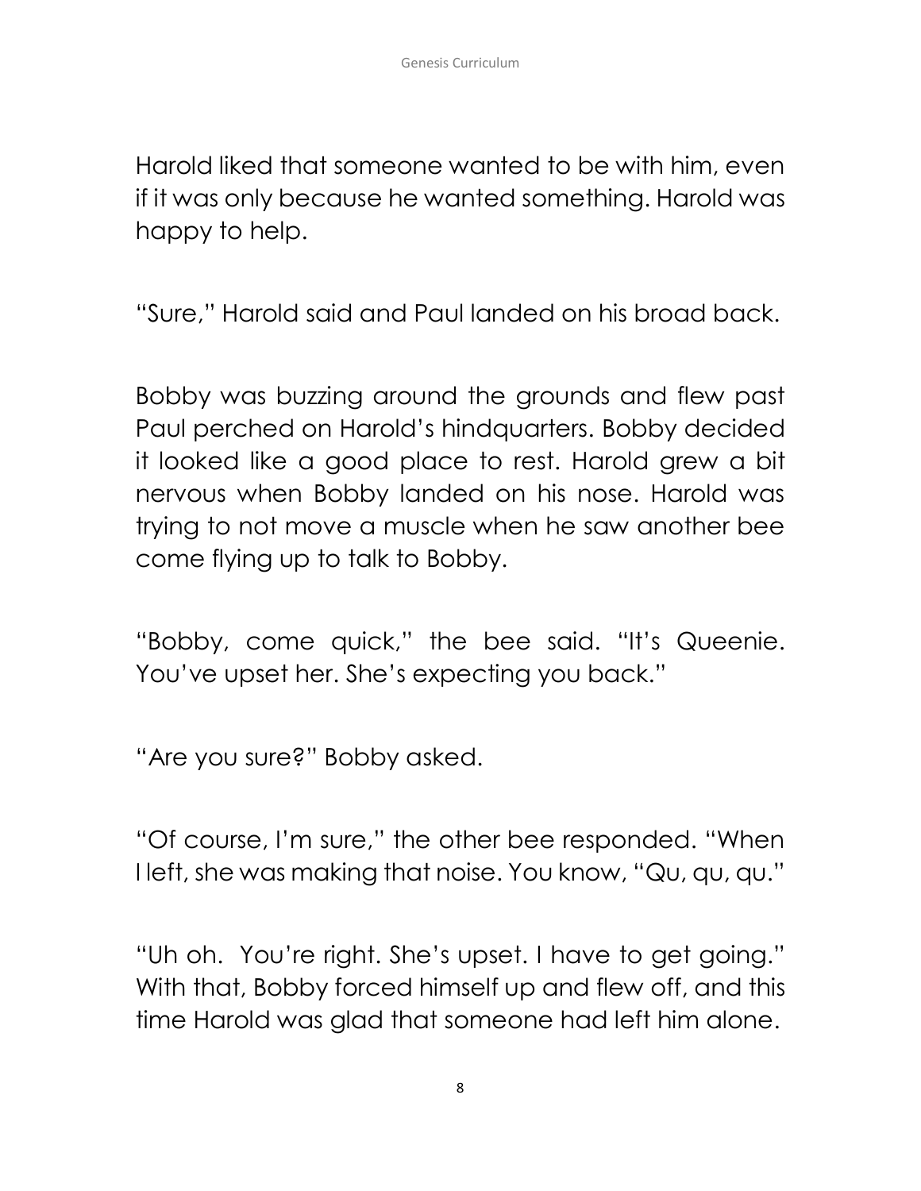Harold liked that someone wanted to be with him, even if it was only because he wanted something. Harold was happy to help.

"Sure," Harold said and Paul landed on his broad back.

Bobby was buzzing around the grounds and flew past Paul perched on Harold's hindquarters. Bobby decided it looked like a good place to rest. Harold grew a bit nervous when Bobby landed on his nose. Harold was trying to not move a muscle when he saw another bee come flying up to talk to Bobby.

"Bobby, come quick," the bee said. "It's Queenie. You've upset her. She's expecting you back."

"Are you sure?" Bobby asked.

"Of course, I'm sure," the other bee responded. "When I left, she was making that noise. You know, "Qu, qu, qu."

"Uh oh.  You're right. She's upset. I have to get going." With that, Bobby forced himself up and flew off, and this time Harold was glad that someone had left him alone.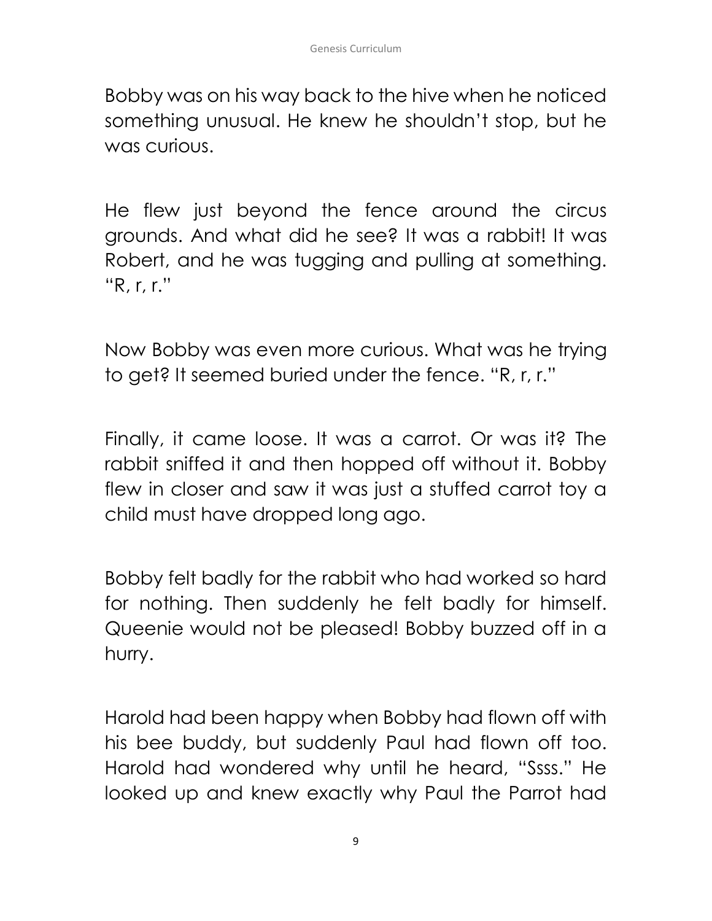Bobby was on his way back to the hive when he noticed something unusual. He knew he shouldn't stop, but he was curious.

He flew just beyond the fence around the circus grounds. And what did he see? It was a rabbit! It was Robert, and he was tugging and pulling at something. "R, r, r."

Now Bobby was even more curious. What was he trying to get? It seemed buried under the fence. "R, r, r."

Finally, it came loose. It was a carrot. Or was it? The rabbit sniffed it and then hopped off without it. Bobby flew in closer and saw it was just a stuffed carrot toy a child must have dropped long ago.

Bobby felt badly for the rabbit who had worked so hard for nothing. Then suddenly he felt badly for himself. Queenie would not be pleased! Bobby buzzed off in a hurry.

Harold had been happy when Bobby had flown off with his bee buddy, but suddenly Paul had flown off too. Harold had wondered why until he heard, "Ssss." He looked up and knew exactly why Paul the Parrot had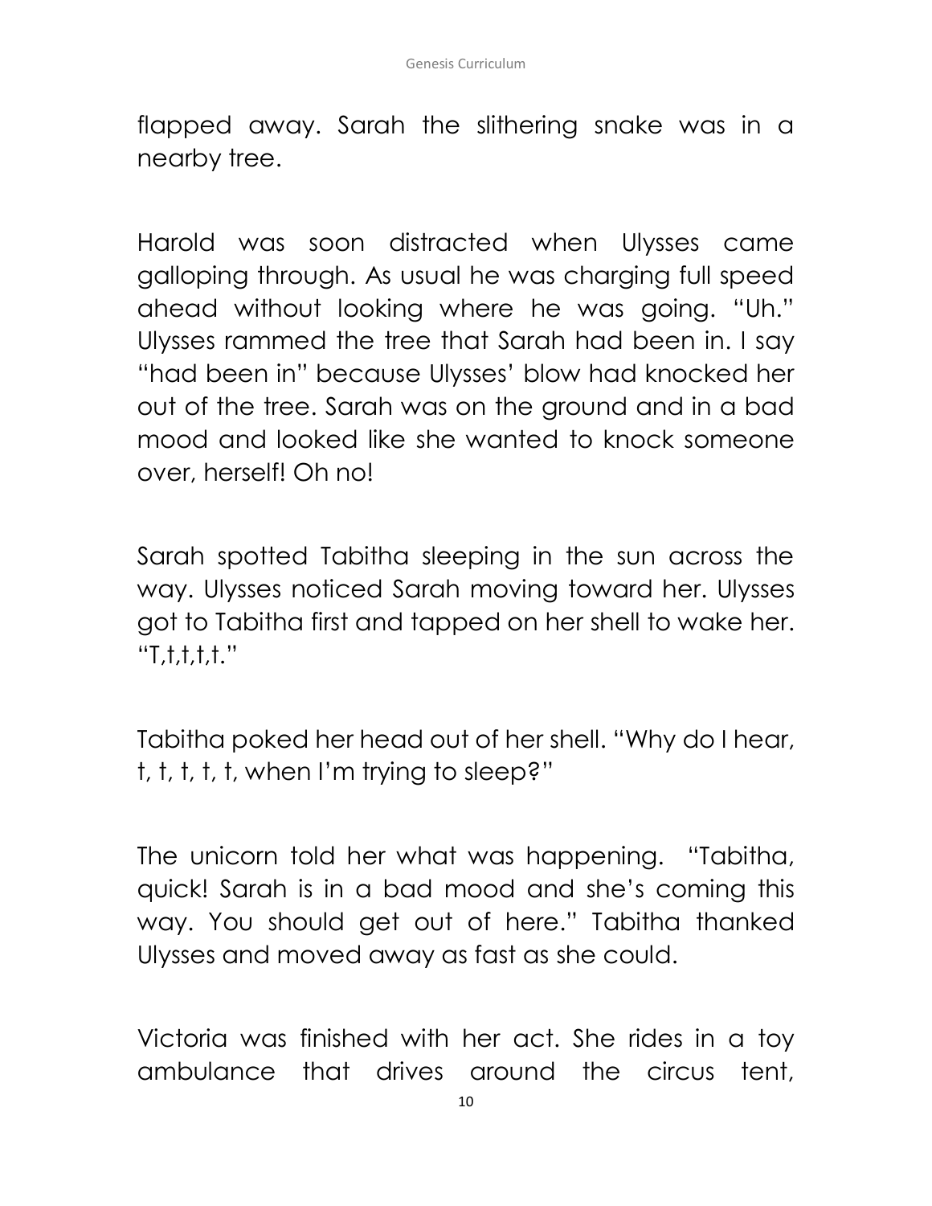flapped away. Sarah the slithering snake was in a nearby tree.

Harold was soon distracted when Ulysses came galloping through. As usual he was charging full speed ahead without looking where he was going. "Uh." Ulysses rammed the tree that Sarah had been in. I say "had been in" because Ulysses' blow had knocked her out of the tree. Sarah was on the ground and in a bad mood and looked like she wanted to knock someone over, herself! Oh no!

Sarah spotted Tabitha sleeping in the sun across the way. Ulysses noticed Sarah moving toward her. Ulysses got to Tabitha first and tapped on her shell to wake her. "T,t,t,t,t."

Tabitha poked her head out of her shell. "Why do I hear, t, t, t, t, t, when I'm trying to sleep?"

The unicorn told her what was happening. "Tabitha, quick! Sarah is in a bad mood and she's coming this way. You should get out of here." Tabitha thanked Ulysses and moved away as fast as she could.

Victoria was finished with her act. She rides in a toy ambulance that drives around the circus tent,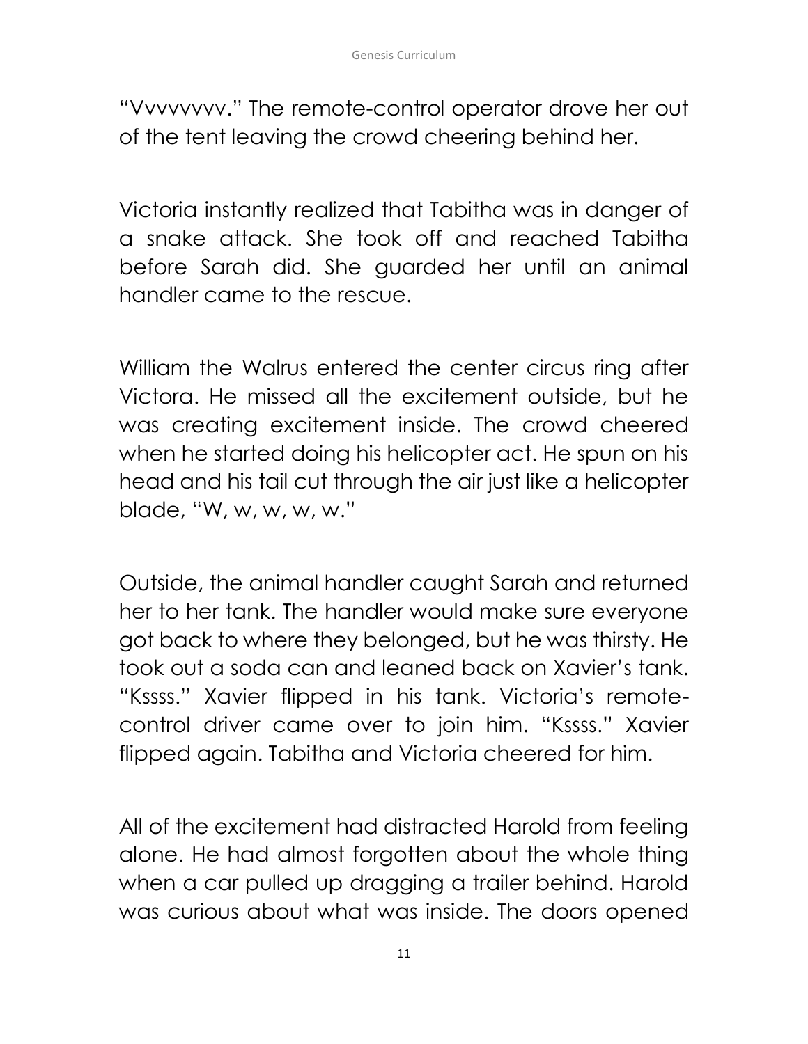"Vvvvvvvv." The remote-control operator drove her out of the tent leaving the crowd cheering behind her.

Victoria instantly realized that Tabitha was in danger of a snake attack. She took off and reached Tabitha before Sarah did. She guarded her until an animal handler came to the rescue.

William the Walrus entered the center circus ring after Victora. He missed all the excitement outside, but he was creating excitement inside. The crowd cheered when he started doing his helicopter act. He spun on his head and his tail cut through the air just like a helicopter blade, "W, w, w, w, w."

Outside, the animal handler caught Sarah and returned her to her tank. The handler would make sure everyone got back to where they belonged, but he was thirsty. He took out a soda can and leaned back on Xavier's tank. "Kssss." Xavier flipped in his tank. Victoria's remote-control driver came over to join him. "Kssss." Xavier flipped again. Tabitha and Victoria cheered for him.

All of the excitement had distracted Harold from feeling alone. He had almost forgotten about the whole thing when a car pulled up dragging a trailer behind. Harold was curious about what was inside. The doors opened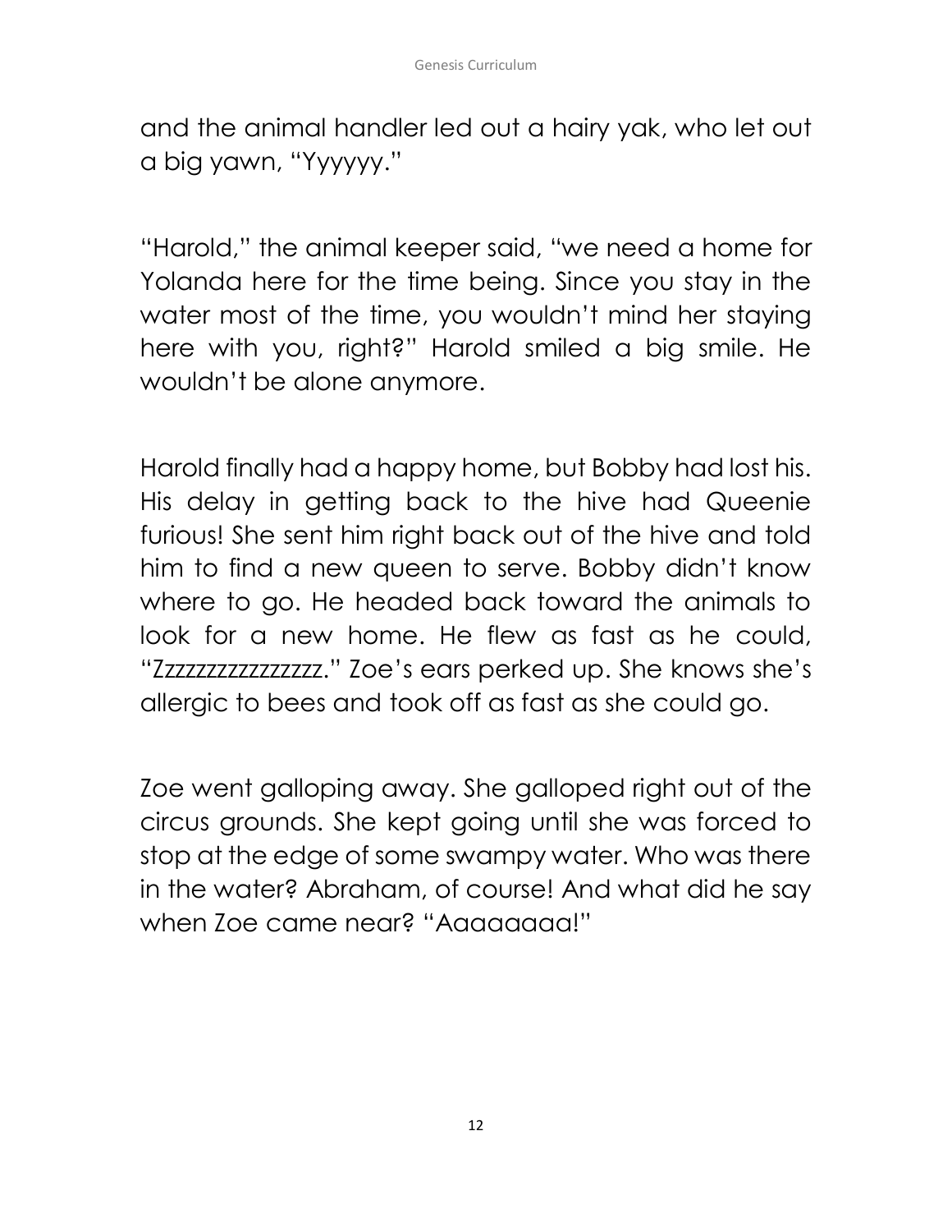and the animal handler led out a hairy yak, who let out a big yawn, "Yyyyyy."

"Harold," the animal keeper said, "we need a home for Yolanda here for the time being. Since you stay in the water most of the time, you wouldn't mind her staying here with you, right?" Harold smiled a big smile. He wouldn't be alone anymore.

Harold finally had a happy home, but Bobby had lost his. His delay in getting back to the hive had Queenie furious! She sent him right back out of the hive and told him to find a new queen to serve. Bobby didn't know where to go. He headed back toward the animals to look for a new home. He flew as fast as he could, "Zzzzzzzzzzzzzzzz." Zoe's ears perked up. She knows she's allergic to bees and took off as fast as she could go.

Zoe went galloping away. She galloped right out of the circus grounds. She kept going until she was forced to stop at the edge of some swampy water. Who was there in the water? Abraham, of course! And what did he say when Zoe came near? "Aaaaaaaa!"